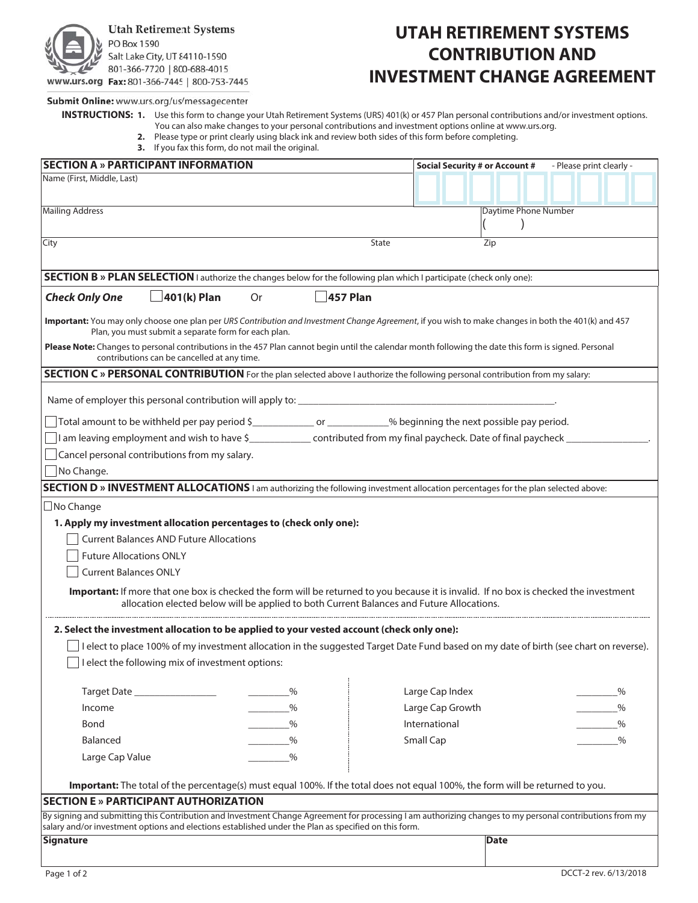Utah Retirement Systems
PO Box 1590
Salt Lake City, UT 84110-1590
801-366-7720 | 800-688-4015
www.urs.org **Fax:** 801-366-7445 | 800-753-7445

# UTAH RETIREMENT SYSTEMS CONTRIBUTION AND INVESTMENT CHANGE AGREEMENT

**Submit Online:** www.urs.org/us/messagecenter

**INSTRUCTIONS:**
1. Use this form to change your Utah Retirement Systems (URS) 401(k) or 457 Plan personal contributions and/or investment options. You can also make changes to your personal contributions and investment options online at www.urs.org.
2. Please type or print clearly using black ink and review both sides of this form before completing.
3. If you fax this form, do not mail the original.

## SECTION A » PARTICIPANT INFORMATION

| Name (First, Middle, Last) | | Social Security # or Account # - Please print clearly - |
|---|---|---|
| Mailing Address | | Daytime Phone Number ( ) |
| City | State | Zip |

## SECTION B » PLAN SELECTION

I authorize the changes below for the following plan which I participate (check only one):

***Check Only One*** ☐ **401(k) Plan** Or ☐ **457 Plan**

**Important:** You may only choose one plan per *URS Contribution and Investment Change Agreement*, if you wish to make changes in both the 401(k) and 457 Plan, you must submit a separate form for each plan.

**Please Note:** Changes to personal contributions in the 457 Plan cannot begin until the calendar month following the date this form is signed. Personal contributions can be cancelled at any time.

## SECTION C » PERSONAL CONTRIBUTION

For the plan selected above I authorize the following personal contribution from my salary:

Name of employer this personal contribution will apply to: ______________________________.

☐ Total amount to be withheld per pay period $__________ or __________% beginning the next possible pay period.

☐ I am leaving employment and wish to have $__________ contributed from my final paycheck. Date of final paycheck ______________.

☐ Cancel personal contributions from my salary.

☐ No Change.

## SECTION D » INVESTMENT ALLOCATIONS

I am authorizing the following investment allocation percentages for the plan selected above:

☐ No Change

**1. Apply my investment allocation percentages to (check only one):**

☐ Current Balances AND Future Allocations

☐ Future Allocations ONLY

☐ Current Balances ONLY

**Important:** If more that one box is checked the form will be returned to you because it is invalid. If no box is checked the investment allocation elected below will be applied to both Current Balances and Future Allocations.

**2. Select the investment allocation to be applied to your vested account (check only one):**

☐ I elect to place 100% of my investment allocation in the suggested Target Date Fund based on my date of birth (see chart on reverse).

☐ I elect the following mix of investment options:

| | | | |
|---|---|---|---|
| Target Date ______________ | ________% | Large Cap Index | ________% |
| Income | ________% | Large Cap Growth | ________% |
| Bond | ________% | International | ________% |
| Balanced | ________% | Small Cap | ________% |
| Large Cap Value | ________% | | |

**Important:** The total of the percentage(s) must equal 100%. If the total does not equal 100%, the form will be returned to you.

## SECTION E » PARTICIPANT AUTHORIZATION

By signing and submitting this Contribution and Investment Change Agreement for processing I am authorizing changes to my personal contributions from my salary and/or investment options and elections established under the Plan as specified on this form.

| **Signature** | **Date** |
|---|---|
| | |

DCCT-2 rev. 6/13/2018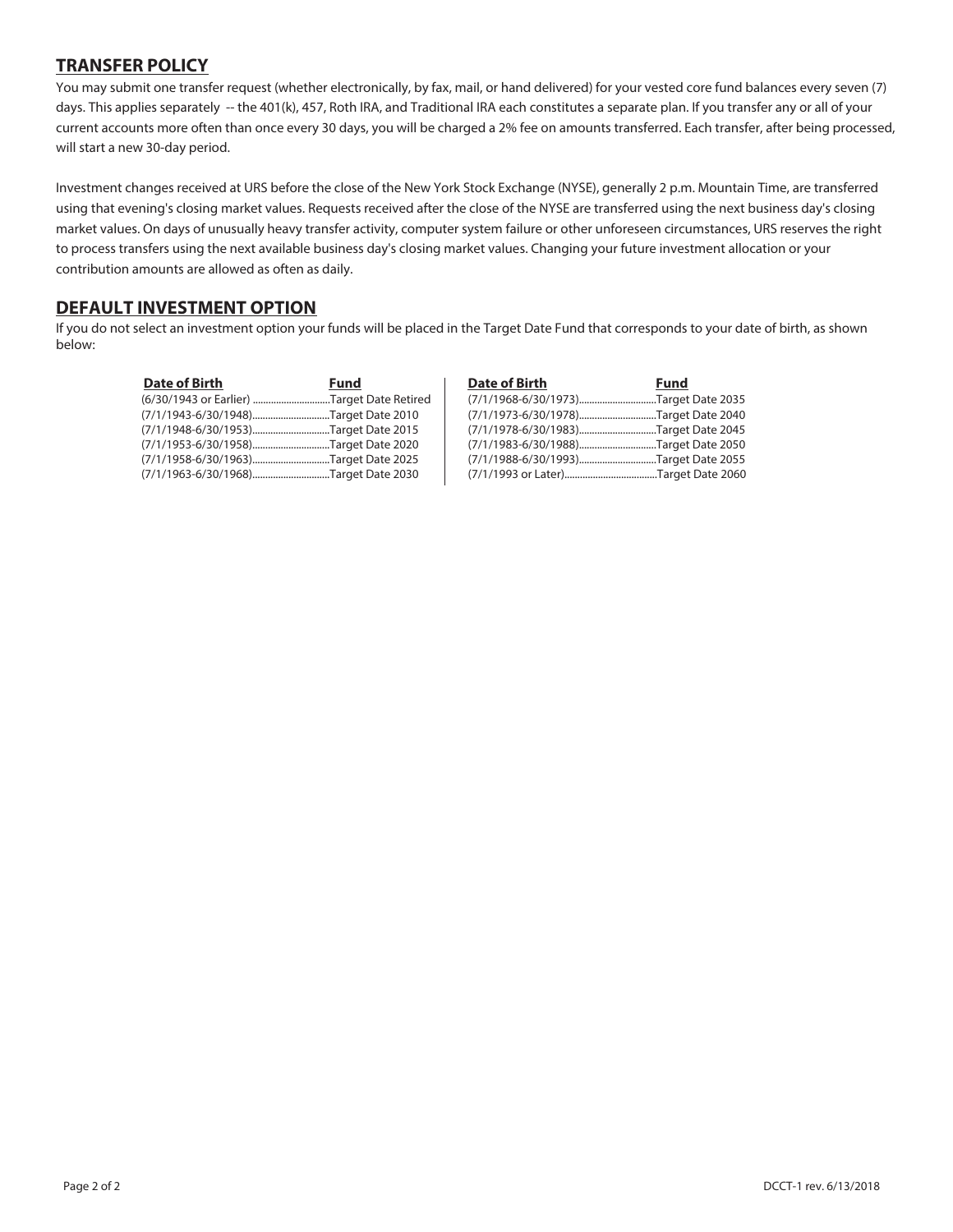## TRANSFER POLICY

You may submit one transfer request (whether electronically, by fax, mail, or hand delivered) for your vested core fund balances every seven (7) days. This applies separately -- the 401(k), 457, Roth IRA, and Traditional IRA each constitutes a separate plan. If you transfer any or all of your current accounts more often than once every 30 days, you will be charged a 2% fee on amounts transferred. Each transfer, after being processed, will start a new 30-day period.

Investment changes received at URS before the close of the New York Stock Exchange (NYSE), generally 2 p.m. Mountain Time, are transferred using that evening's closing market values. Requests received after the close of the NYSE are transferred using the next business day's closing market values. On days of unusually heavy transfer activity, computer system failure or other unforeseen circumstances, URS reserves the right to process transfers using the next available business day's closing market values. Changing your future investment allocation or your contribution amounts are allowed as often as daily.

## DEFAULT INVESTMENT OPTION

If you do not select an investment option your funds will be placed in the Target Date Fund that corresponds to your date of birth, as shown below:

| Date of Birth | Fund |
|---|---|
| (6/30/1943 or Earlier) | Target Date Retired |
| (7/1/1943-6/30/1948) | Target Date 2010 |
| (7/1/1948-6/30/1953) | Target Date 2015 |
| (7/1/1953-6/30/1958) | Target Date 2020 |
| (7/1/1958-6/30/1963) | Target Date 2025 |
| (7/1/1963-6/30/1968) | Target Date 2030 |
| (7/1/1968-6/30/1973) | Target Date 2035 |
| (7/1/1973-6/30/1978) | Target Date 2040 |
| (7/1/1978-6/30/1983) | Target Date 2045 |
| (7/1/1983-6/30/1988) | Target Date 2050 |
| (7/1/1988-6/30/1993) | Target Date 2055 |
| (7/1/1993 or Later) | Target Date 2060 |

DCCT-1 rev. 6/13/2018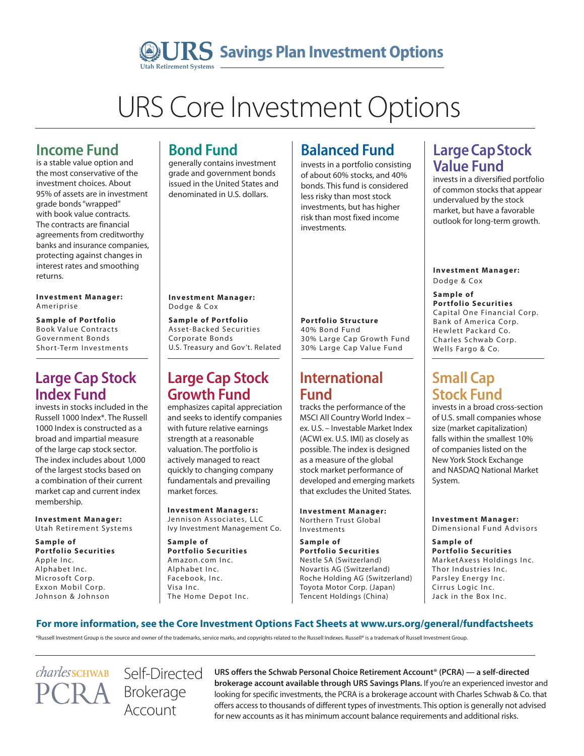# URS Core Investment Options

## Income Fund

is a stable value option and the most conservative of the investment choices. About 95% of assets are in investment grade bonds "wrapped" with book value contracts. The contracts are financial agreements from creditworthy banks and insurance companies, protecting against changes in interest rates and smoothing returns.

**Investment Manager:**
Ameriprise

**Sample of Portfolio**
Book Value Contracts
Government Bonds
Short-Term Investments

## Bond Fund

generally contains investment grade and government bonds issued in the United States and denominated in U.S. dollars.

**Investment Manager:**
Dodge & Cox

**Sample of Portfolio**
Asset-Backed Securities
Corporate Bonds
U.S. Treasury and Gov't. Related

## Balanced Fund

invests in a portfolio consisting of about 60% stocks, and 40% bonds. This fund is considered less risky than most stock investments, but has higher risk than most fixed income investments.

**Portfolio Structure**
40% Bond Fund
30% Large Cap Growth Fund
30% Large Cap Value Fund

## Large Cap Stock Value Fund

invests in a diversified portfolio of common stocks that appear undervalued by the stock market, but have a favorable outlook for long-term growth.

**Investment Manager:**
Dodge & Cox

**Sample of Portfolio Securities**
Capital One Financial Corp.
Bank of America Corp.
Hewlett Packard Co.
Charles Schwab Corp.
Wells Fargo & Co.

## Large Cap Stock Index Fund

invests in stocks included in the Russell 1000 Index*. The Russell 1000 Index is constructed as a broad and impartial measure of the large cap stock sector. The index includes about 1,000 of the largest stocks based on a combination of their current market cap and current index membership.

**Investment Manager:**
Utah Retirement Systems

**Sample of Portfolio Securities**
Apple Inc.
Alphabet Inc.
Microsoft Corp.
Exxon Mobil Corp.
Johnson & Johnson

## Large Cap Stock Growth Fund

emphasizes capital appreciation and seeks to identify companies with future relative earnings strength at a reasonable valuation. The portfolio is actively managed to react quickly to changing company fundamentals and prevailing market forces.

**Investment Managers:**
Jennison Associates, LLC
Ivy Investment Management Co.

**Sample of Portfolio Securities**
Amazon.com Inc.
Alphabet Inc.
Facebook, Inc.
Visa Inc.
The Home Depot Inc.

## International Fund

tracks the performance of the MSCI All Country World Index – ex. U.S. – Investable Market Index (ACWI ex. U.S. IMI) as closely as possible. The index is designed as a measure of the global stock market performance of developed and emerging markets that excludes the United States.

**Investment Manager:**
Northern Trust Global Investments

**Sample of Portfolio Securities**
Nestle SA (Switzerland)
Novartis AG (Switzerland)
Roche Holding AG (Switzerland)
Toyota Motor Corp. (Japan)
Tencent Holdings (China)

## Small Cap Stock Fund

invests in a broad cross-section of U.S. small companies whose size (market capitalization) falls within the smallest 10% of companies listed on the New York Stock Exchange and NASDAQ National Market System.

**Investment Manager:**
Dimensional Fund Advisors

**Sample of Portfolio Securities**
MarketAxess Holdings Inc.
Thor Industries Inc.
Parsley Energy Inc.
Cirrus Logic Inc.
Jack in the Box Inc.

**For more information, see the Core Investment Options Fact Sheets at www.urs.org/general/fundfactsheets**

*Russell Investment Group is the source and owner of the trademarks, service marks, and copyrights related to the Russell Indexes. Russell® is a trademark of Russell Investment Group.

## charles SCHWAB PCRA Self-Directed Brokerage Account

**URS offers the Schwab Personal Choice Retirement Account® (PCRA) — a self-directed brokerage account available through URS Savings Plans.** If you're an experienced investor and looking for specific investments, the PCRA is a brokerage account with Charles Schwab & Co. that offers access to thousands of different types of investments. This option is generally not advised for new accounts as it has minimum account balance requirements and additional risks.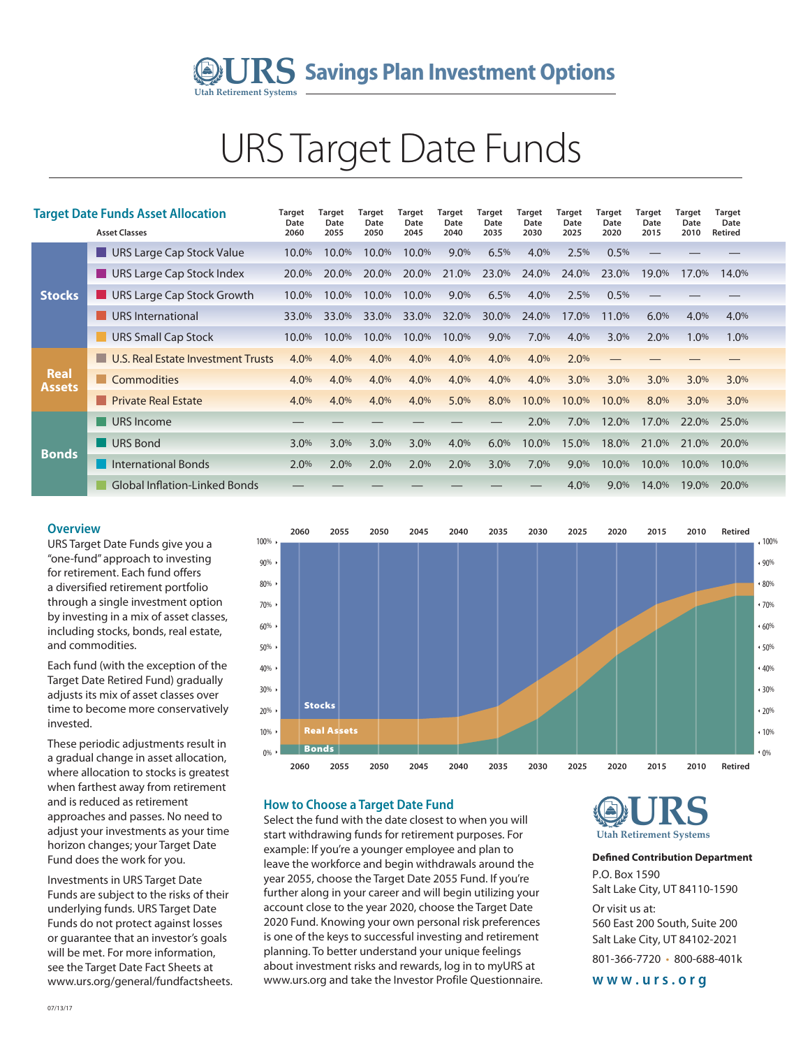# URS Savings Plan Investment Options

# URS Target Date Funds

## Target Date Funds Asset Allocation

| | Asset Classes | Target Date 2060 | Target Date 2055 | Target Date 2050 | Target Date 2045 | Target Date 2040 | Target Date 2035 | Target Date 2030 | Target Date 2025 | Target Date 2020 | Target Date 2015 | Target Date 2010 | Target Date Retired |
|---|---|---|---|---|---|---|---|---|---|---|---|---|---|
| **Stocks** | URS Large Cap Stock Value | 10.0% | 10.0% | 10.0% | 10.0% | 9.0% | 6.5% | 4.0% | 2.5% | 0.5% | — | — | — |
| | URS Large Cap Stock Index | 20.0% | 20.0% | 20.0% | 20.0% | 21.0% | 23.0% | 24.0% | 24.0% | 23.0% | 19.0% | 17.0% | 14.0% |
| | URS Large Cap Stock Growth | 10.0% | 10.0% | 10.0% | 10.0% | 9.0% | 6.5% | 4.0% | 2.5% | 0.5% | — | — | — |
| | URS International | 33.0% | 33.0% | 33.0% | 33.0% | 32.0% | 30.0% | 24.0% | 17.0% | 11.0% | 6.0% | 4.0% | 4.0% |
| | URS Small Cap Stock | 10.0% | 10.0% | 10.0% | 10.0% | 10.0% | 9.0% | 7.0% | 4.0% | 3.0% | 2.0% | 1.0% | 1.0% |
| **Real Assets** | U.S. Real Estate Investment Trusts | 4.0% | 4.0% | 4.0% | 4.0% | 4.0% | 4.0% | 4.0% | 2.0% | — | — | — | — |
| | Commodities | 4.0% | 4.0% | 4.0% | 4.0% | 4.0% | 4.0% | 4.0% | 3.0% | 3.0% | 3.0% | 3.0% | 3.0% |
| | Private Real Estate | 4.0% | 4.0% | 4.0% | 4.0% | 5.0% | 8.0% | 10.0% | 10.0% | 10.0% | 8.0% | 3.0% | 3.0% |
| **Bonds** | URS Income | — | — | — | — | — | — | 2.0% | 7.0% | 12.0% | 17.0% | 22.0% | 25.0% |
| | URS Bond | 3.0% | 3.0% | 3.0% | 3.0% | 4.0% | 6.0% | 10.0% | 15.0% | 18.0% | 21.0% | 21.0% | 20.0% |
| | International Bonds | 2.0% | 2.0% | 2.0% | 2.0% | 2.0% | 3.0% | 7.0% | 9.0% | 10.0% | 10.0% | 10.0% | 10.0% |
| | Global Inflation-Linked Bonds | — | — | — | — | — | — | — | 4.0% | 9.0% | 14.0% | 19.0% | 20.0% |

### Overview

URS Target Date Funds give you a "one-fund" approach to investing for retirement. Each fund offers a diversified retirement portfolio through a single investment option by investing in a mix of asset classes, including stocks, bonds, real estate, and commodities.

Each fund (with the exception of the Target Date Retired Fund) gradually adjusts its mix of asset classes over time to become more conservatively invested.

These periodic adjustments result in a gradual change in asset allocation, where allocation to stocks is greatest when farthest away from retirement and is reduced as retirement approaches and passes. No need to adjust your investments as your time horizon changes; your Target Date Fund does the work for you.

Investments in URS Target Date Funds are subject to the risks of their underlying funds. URS Target Date Funds do not protect against losses or guarantee that an investor's goals will be met. For more information, see the Target Date Fact Sheets at www.urs.org/general/fundfactsheets.

2060 2055 2050 2045 2040 2035 2030 2025 2020 2015 2010 Retired

100% 90% 80% 70% 60% 50% 40% 30% 20% 10% 0%

Stocks

Real Assets

Bonds

### How to Choose a Target Date Fund

Select the fund with the date closest to when you will start withdrawing funds for retirement purposes. For example: If you're a younger employee and plan to leave the workforce and begin withdrawals around the year 2055, choose the Target Date 2055 Fund. If you're further along in your career and will begin utilizing your account close to the year 2020, choose the Target Date 2020 Fund. Knowing your own personal risk preferences is one of the keys to successful investing and retirement planning. To better understand your unique feelings about investment risks and rewards, log in to myURS at www.urs.org and take the Investor Profile Questionnaire.

URS Utah Retirement Systems

**Defined Contribution Department**
P.O. Box 1590
Salt Lake City, UT 84110-1590

Or visit us at:
560 East 200 South, Suite 200
Salt Lake City, UT 84102-2021

801-366-7720 • 800-688-401k

**www.urs.org**

07/13/17